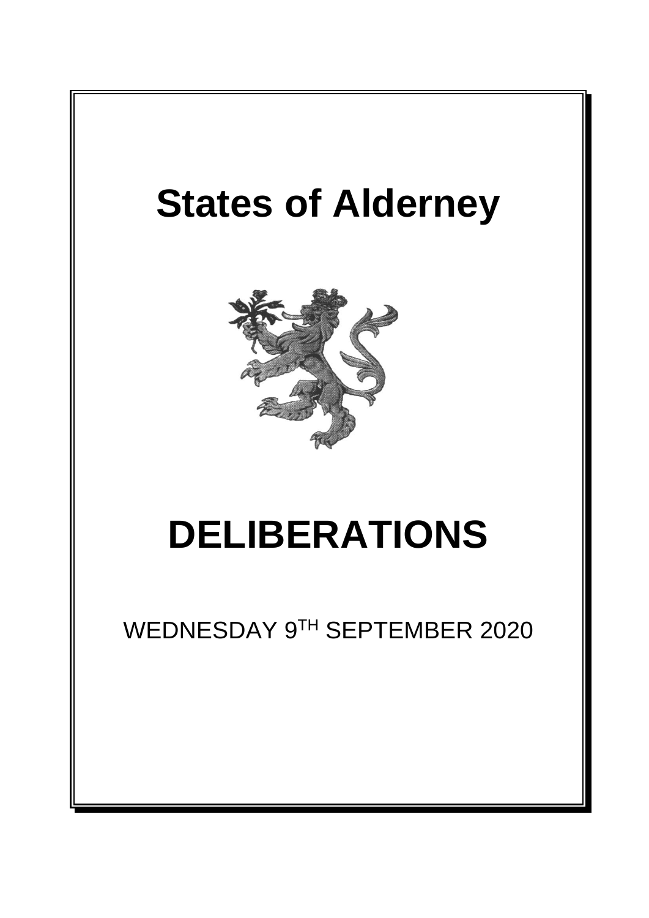# States of Alderney

# DELIBERATIONS

WEDNESDAY 9TH SEPTEMBER 2020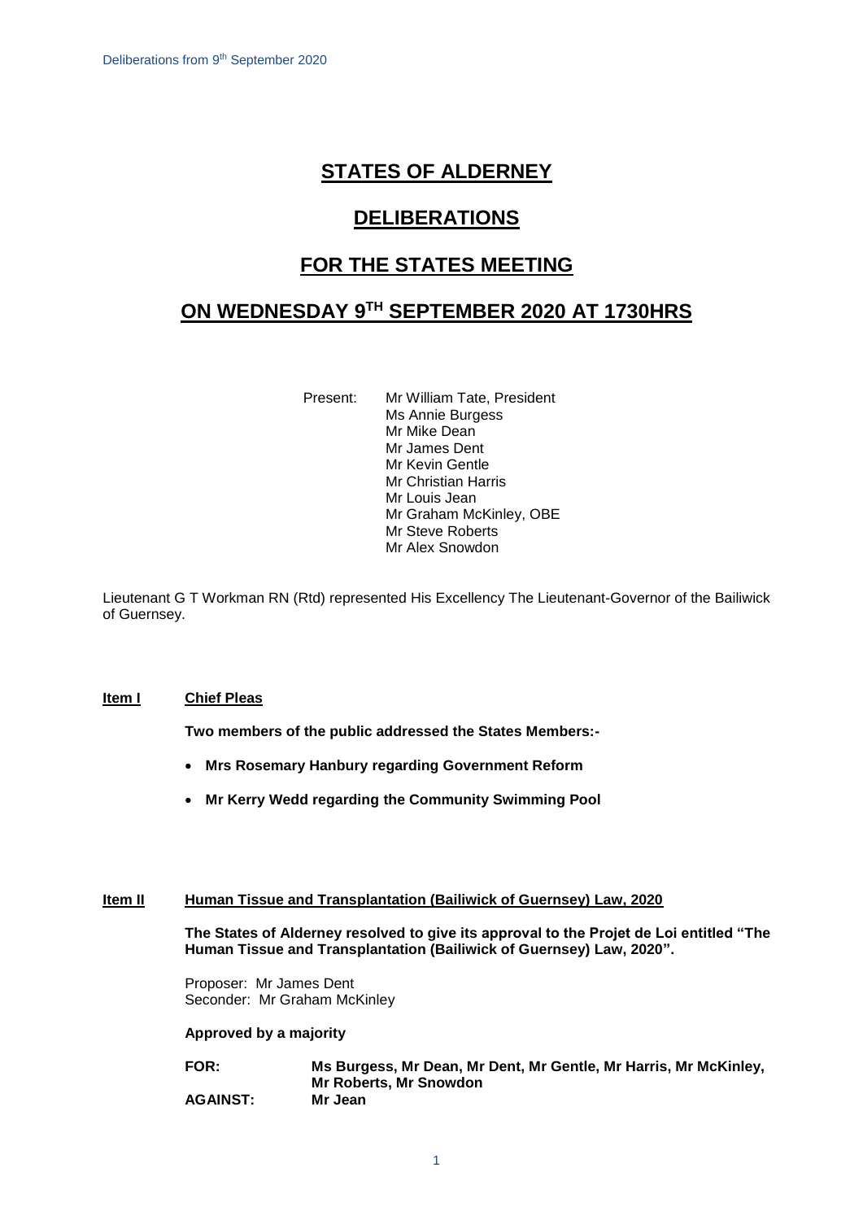# STATES OF ALDERNEY

# DELIBERATIONS

# FOR THE STATES MEETING

# ON WEDNESDAY 9TH SEPTEMBER 2020 AT 1730HRS

Present: Mr William Tate, President
Ms Annie Burgess
Mr Mike Dean
Mr James Dent
Mr Kevin Gentle
Mr Christian Harris
Mr Louis Jean
Mr Graham McKinley, OBE
Mr Steve Roberts
Mr Alex Snowdon

Lieutenant G T Workman RN (Rtd) represented His Excellency The Lieutenant-Governor of the Bailiwick of Guernsey.

## Item I Chief Pleas

**Two members of the public addressed the States Members:-**

- **Mrs Rosemary Hanbury regarding Government Reform**
- **Mr Kerry Wedd regarding the Community Swimming Pool**

## Item II Human Tissue and Transplantation (Bailiwick of Guernsey) Law, 2020

**The States of Alderney resolved to give its approval to the Projet de Loi entitled "The Human Tissue and Transplantation (Bailiwick of Guernsey) Law, 2020".**

Proposer: Mr James Dent
Seconder: Mr Graham McKinley

**Approved by a majority**

**FOR:** **Ms Burgess, Mr Dean, Mr Dent, Mr Gentle, Mr Harris, Mr McKinley, Mr Roberts, Mr Snowdon**
**AGAINST:** **Mr Jean**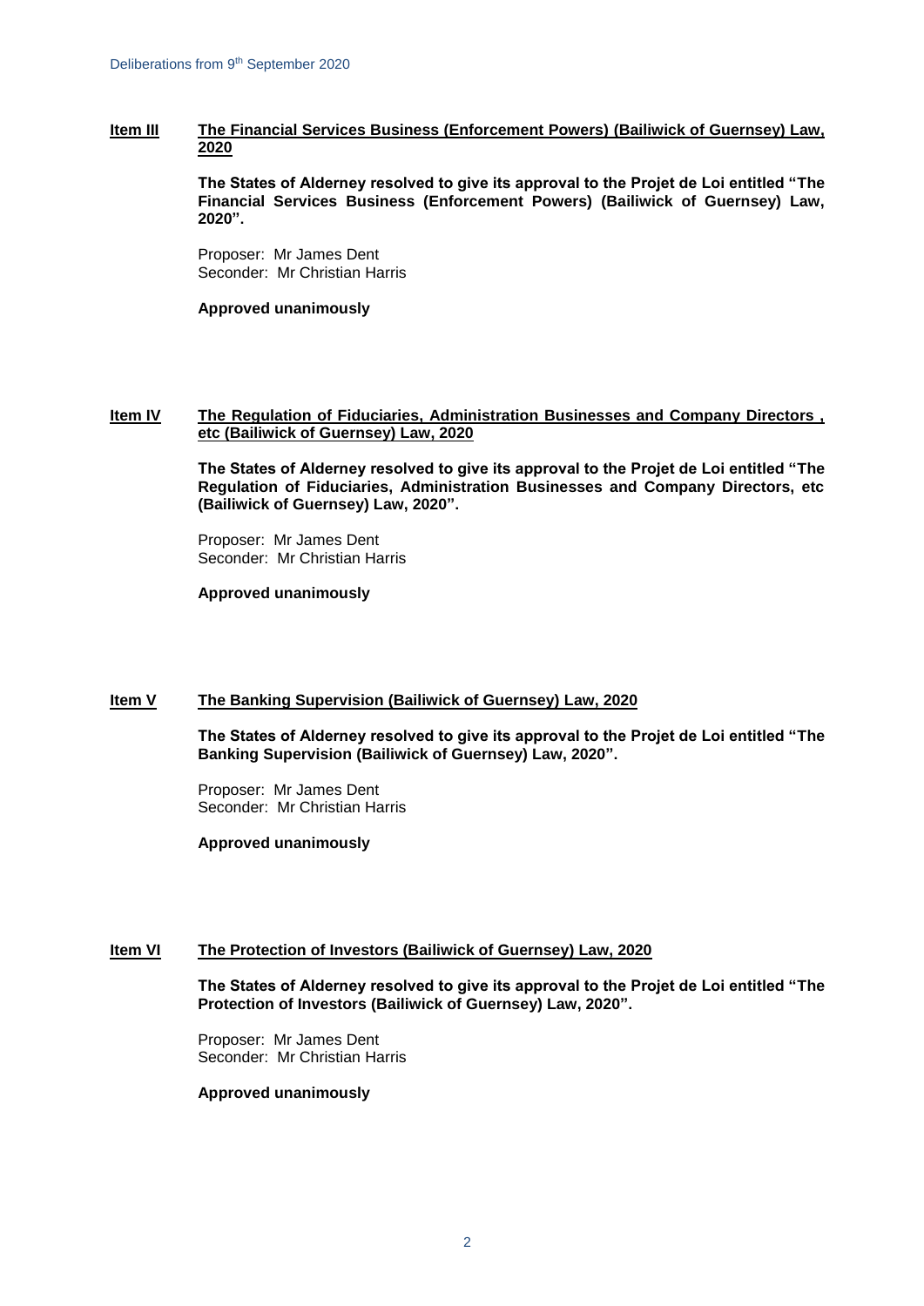**Item III** **The Financial Services Business (Enforcement Powers) (Bailiwick of Guernsey) Law, 2020**

**The States of Alderney resolved to give its approval to the Projet de Loi entitled "The Financial Services Business (Enforcement Powers) (Bailiwick of Guernsey) Law, 2020".**

Proposer: Mr James Dent
Seconder: Mr Christian Harris

**Approved unanimously**

**Item IV** **The Regulation of Fiduciaries, Administration Businesses and Company Directors , etc (Bailiwick of Guernsey) Law, 2020**

**The States of Alderney resolved to give its approval to the Projet de Loi entitled "The Regulation of Fiduciaries, Administration Businesses and Company Directors, etc (Bailiwick of Guernsey) Law, 2020".**

Proposer: Mr James Dent
Seconder: Mr Christian Harris

**Approved unanimously**

**Item V** **The Banking Supervision (Bailiwick of Guernsey) Law, 2020**

**The States of Alderney resolved to give its approval to the Projet de Loi entitled "The Banking Supervision (Bailiwick of Guernsey) Law, 2020".**

Proposer: Mr James Dent
Seconder: Mr Christian Harris

**Approved unanimously**

**Item VI** **The Protection of Investors (Bailiwick of Guernsey) Law, 2020**

**The States of Alderney resolved to give its approval to the Projet de Loi entitled "The Protection of Investors (Bailiwick of Guernsey) Law, 2020".**

Proposer: Mr James Dent
Seconder: Mr Christian Harris

**Approved unanimously**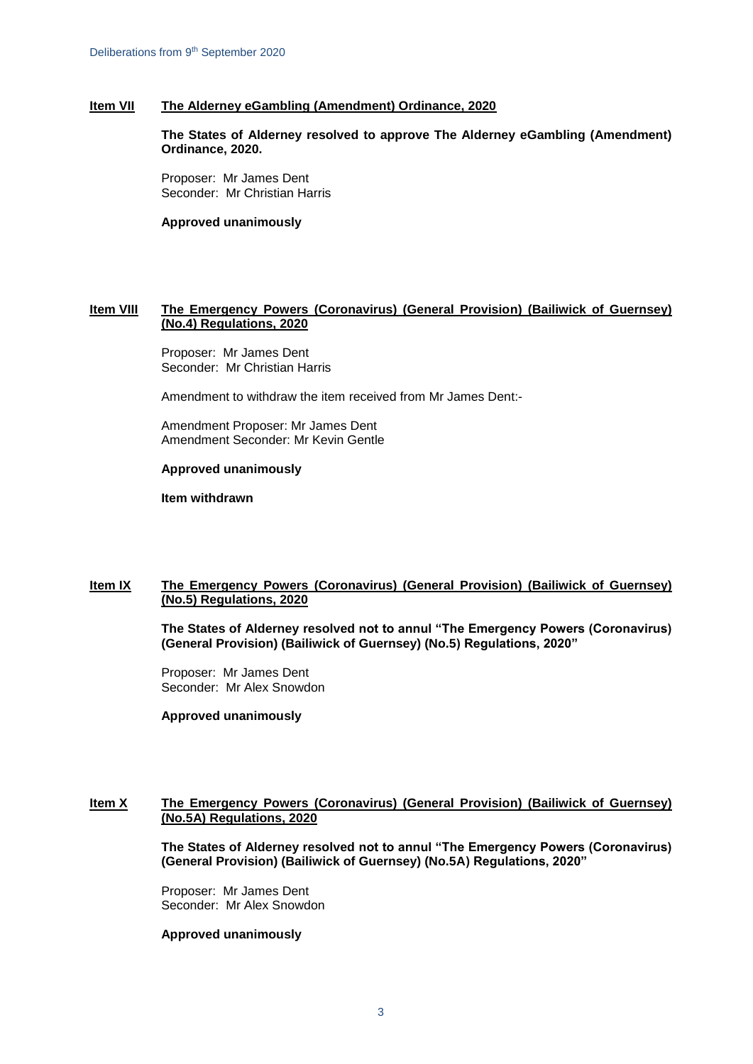**Item VII** **The Alderney eGambling (Amendment) Ordinance, 2020**

**The States of Alderney resolved to approve The Alderney eGambling (Amendment) Ordinance, 2020.**

Proposer: Mr James Dent
Seconder: Mr Christian Harris

**Approved unanimously**

**Item VIII** **The Emergency Powers (Coronavirus) (General Provision) (Bailiwick of Guernsey) (No.4) Regulations, 2020**

Proposer: Mr James Dent
Seconder: Mr Christian Harris

Amendment to withdraw the item received from Mr James Dent:-

Amendment Proposer: Mr James Dent
Amendment Seconder: Mr Kevin Gentle

**Approved unanimously**

**Item withdrawn**

**Item IX** **The Emergency Powers (Coronavirus) (General Provision) (Bailiwick of Guernsey) (No.5) Regulations, 2020**

**The States of Alderney resolved not to annul "The Emergency Powers (Coronavirus) (General Provision) (Bailiwick of Guernsey) (No.5) Regulations, 2020"**

Proposer: Mr James Dent
Seconder: Mr Alex Snowdon

**Approved unanimously**

**Item X** **The Emergency Powers (Coronavirus) (General Provision) (Bailiwick of Guernsey) (No.5A) Regulations, 2020**

**The States of Alderney resolved not to annul "The Emergency Powers (Coronavirus) (General Provision) (Bailiwick of Guernsey) (No.5A) Regulations, 2020"**

Proposer: Mr James Dent
Seconder: Mr Alex Snowdon

**Approved unanimously**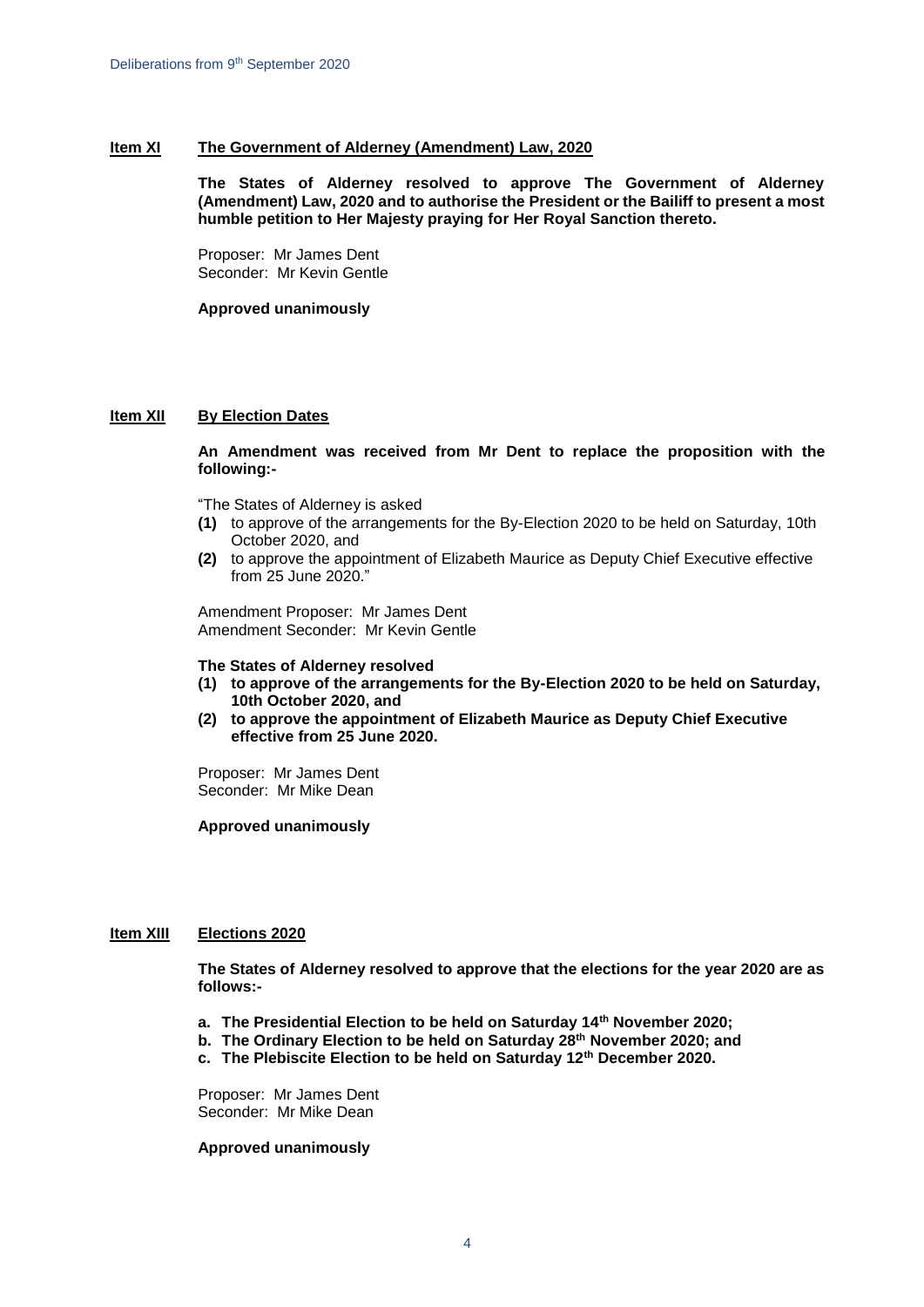**Item XI** **The Government of Alderney (Amendment) Law, 2020**

**The States of Alderney resolved to approve The Government of Alderney (Amendment) Law, 2020 and to authorise the President or the Bailiff to present a most humble petition to Her Majesty praying for Her Royal Sanction thereto.**

Proposer: Mr James Dent
Seconder: Mr Kevin Gentle

**Approved unanimously**

**Item XII** **By Election Dates**

**An Amendment was received from Mr Dent to replace the proposition with the following:-**

"The States of Alderney is asked

**(1)** to approve of the arrangements for the By-Election 2020 to be held on Saturday, 10th October 2020, and
**(2)** to approve the appointment of Elizabeth Maurice as Deputy Chief Executive effective from 25 June 2020."

Amendment Proposer: Mr James Dent
Amendment Seconder: Mr Kevin Gentle

**The States of Alderney resolved**

**(1) to approve of the arrangements for the By-Election 2020 to be held on Saturday, 10th October 2020, and**
**(2) to approve the appointment of Elizabeth Maurice as Deputy Chief Executive effective from 25 June 2020.**

Proposer: Mr James Dent
Seconder: Mr Mike Dean

**Approved unanimously**

**Item XIII** **Elections 2020**

**The States of Alderney resolved to approve that the elections for the year 2020 are as follows:-**

**a. The Presidential Election to be held on Saturday 14th November 2020;**
**b. The Ordinary Election to be held on Saturday 28th November 2020; and**
**c. The Plebiscite Election to be held on Saturday 12th December 2020.**

Proposer: Mr James Dent
Seconder: Mr Mike Dean

**Approved unanimously**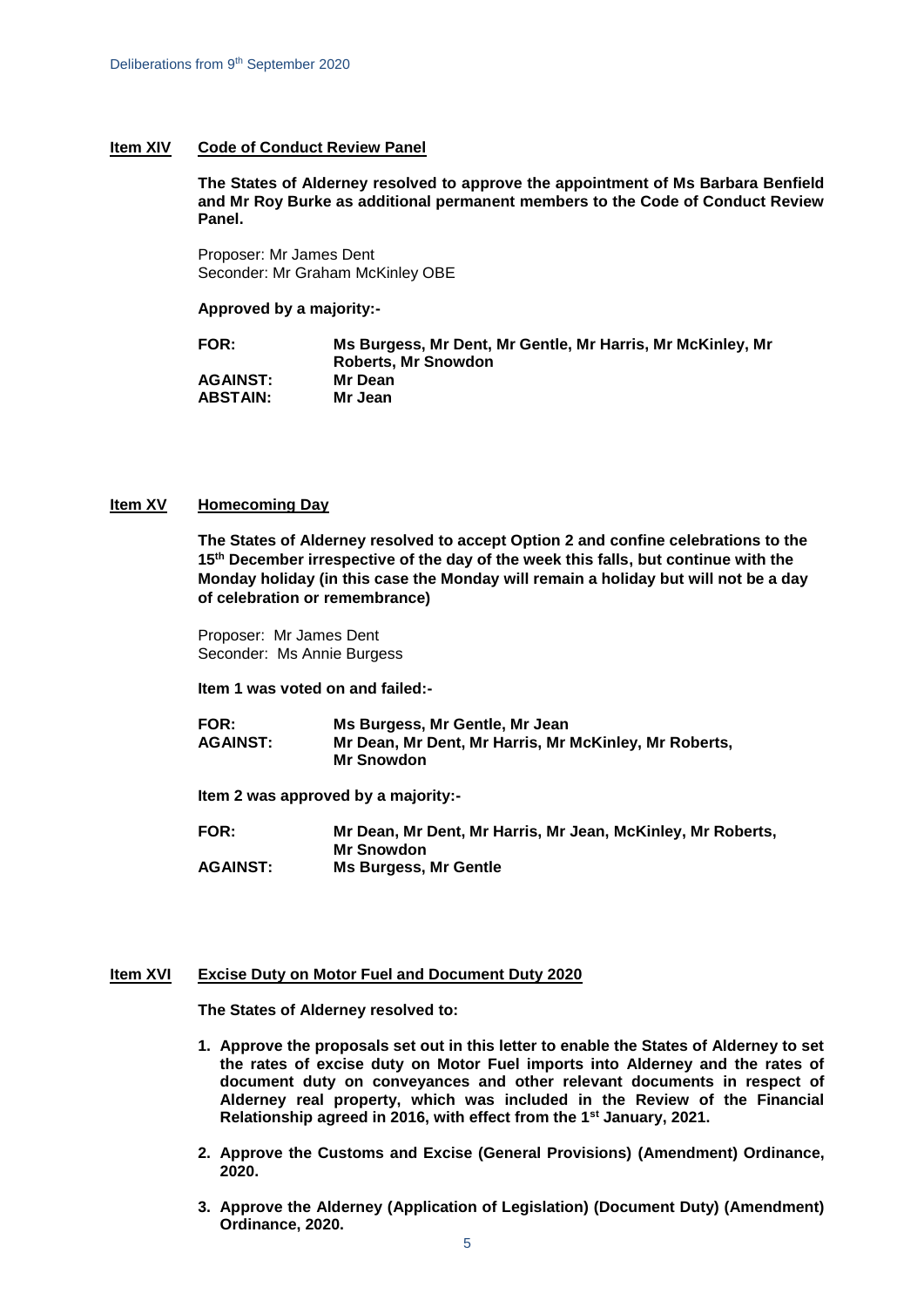## Item XIV Code of Conduct Review Panel

**The States of Alderney resolved to approve the appointment of Ms Barbara Benfield and Mr Roy Burke as additional permanent members to the Code of Conduct Review Panel.**

Proposer: Mr James Dent
Seconder: Mr Graham McKinley OBE

**Approved by a majority:-**

| | |
|---|---|
| **FOR:** | **Ms Burgess, Mr Dent, Mr Gentle, Mr Harris, Mr McKinley, Mr Roberts, Mr Snowdon** |
| **AGAINST:** | **Mr Dean** |
| **ABSTAIN:** | **Mr Jean** |

## Item XV Homecoming Day

**The States of Alderney resolved to accept Option 2 and confine celebrations to the 15th December irrespective of the day of the week this falls, but continue with the Monday holiday (in this case the Monday will remain a holiday but will not be a day of celebration or remembrance)**

Proposer: Mr James Dent
Seconder: Ms Annie Burgess

**Item 1 was voted on and failed:-**

| | |
|---|---|
| **FOR:** | **Ms Burgess, Mr Gentle, Mr Jean** |
| **AGAINST:** | **Mr Dean, Mr Dent, Mr Harris, Mr McKinley, Mr Roberts, Mr Snowdon** |

**Item 2 was approved by a majority:-**

| | |
|---|---|
| **FOR:** | **Mr Dean, Mr Dent, Mr Harris, Mr Jean, McKinley, Mr Roberts, Mr Snowdon** |
| **AGAINST:** | **Ms Burgess, Mr Gentle** |

## Item XVI Excise Duty on Motor Fuel and Document Duty 2020

**The States of Alderney resolved to:**

1. **Approve the proposals set out in this letter to enable the States of Alderney to set the rates of excise duty on Motor Fuel imports into Alderney and the rates of document duty on conveyances and other relevant documents in respect of Alderney real property, which was included in the Review of the Financial Relationship agreed in 2016, with effect from the 1st January, 2021.**

2. **Approve the Customs and Excise (General Provisions) (Amendment) Ordinance, 2020.**

3. **Approve the Alderney (Application of Legislation) (Document Duty) (Amendment) Ordinance, 2020.**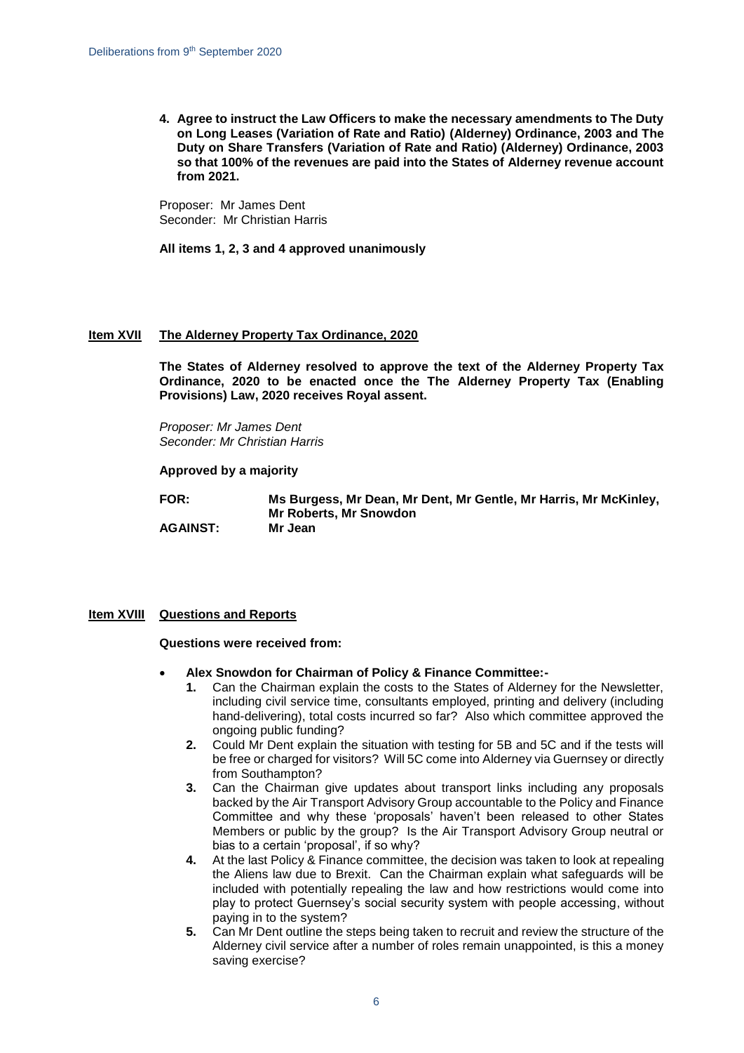**4. Agree to instruct the Law Officers to make the necessary amendments to The Duty on Long Leases (Variation of Rate and Ratio) (Alderney) Ordinance, 2003 and The Duty on Share Transfers (Variation of Rate and Ratio) (Alderney) Ordinance, 2003 so that 100% of the revenues are paid into the States of Alderney revenue account from 2021.**

Proposer: Mr James Dent
Seconder: Mr Christian Harris

**All items 1, 2, 3 and 4 approved unanimously**

## Item XVII The Alderney Property Tax Ordinance, 2020

**The States of Alderney resolved to approve the text of the Alderney Property Tax Ordinance, 2020 to be enacted once the The Alderney Property Tax (Enabling Provisions) Law, 2020 receives Royal assent.**

*Proposer: Mr James Dent*
*Seconder: Mr Christian Harris*

**Approved by a majority**

**FOR:** **Ms Burgess, Mr Dean, Mr Dent, Mr Gentle, Mr Harris, Mr McKinley, Mr Roberts, Mr Snowdon**
**AGAINST:** **Mr Jean**

## Item XVIII Questions and Reports

**Questions were received from:**

- **Alex Snowdon for Chairman of Policy & Finance Committee:-**
  1. Can the Chairman explain the costs to the States of Alderney for the Newsletter, including civil service time, consultants employed, printing and delivery (including hand-delivering), total costs incurred so far? Also which committee approved the ongoing public funding?
  2. Could Mr Dent explain the situation with testing for 5B and 5C and if the tests will be free or charged for visitors? Will 5C come into Alderney via Guernsey or directly from Southampton?
  3. Can the Chairman give updates about transport links including any proposals backed by the Air Transport Advisory Group accountable to the Policy and Finance Committee and why these 'proposals' haven't been released to other States Members or public by the group? Is the Air Transport Advisory Group neutral or bias to a certain 'proposal', if so why?
  4. At the last Policy & Finance committee, the decision was taken to look at repealing the Aliens law due to Brexit. Can the Chairman explain what safeguards will be included with potentially repealing the law and how restrictions would come into play to protect Guernsey's social security system with people accessing, without paying in to the system?
  5. Can Mr Dent outline the steps being taken to recruit and review the structure of the Alderney civil service after a number of roles remain unappointed, is this a money saving exercise?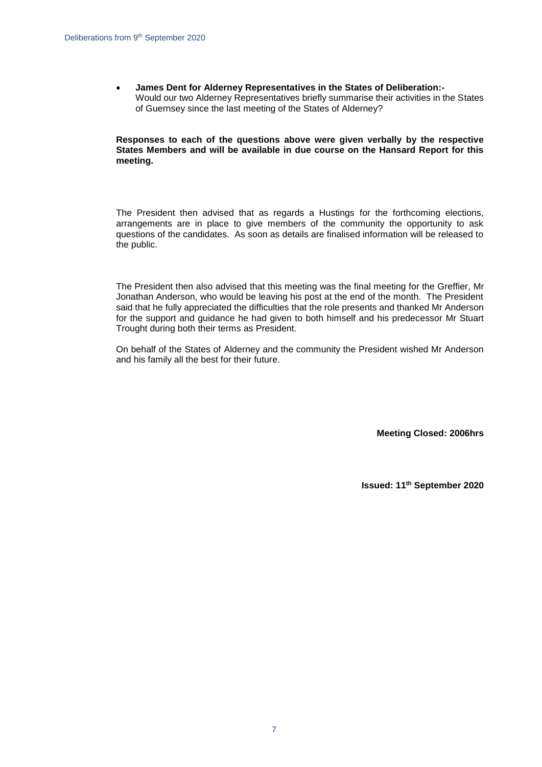- **James Dent for Alderney Representatives in the States of Deliberation:-**
  Would our two Alderney Representatives briefly summarise their activities in the States of Guernsey since the last meeting of the States of Alderney?

**Responses to each of the questions above were given verbally by the respective States Members and will be available in due course on the Hansard Report for this meeting.**

The President then advised that as regards a Hustings for the forthcoming elections, arrangements are in place to give members of the community the opportunity to ask questions of the candidates. As soon as details are finalised information will be released to the public.

The President then also advised that this meeting was the final meeting for the Greffier, Mr Jonathan Anderson, who would be leaving his post at the end of the month. The President said that he fully appreciated the difficulties that the role presents and thanked Mr Anderson for the support and guidance he had given to both himself and his predecessor Mr Stuart Trought during both their terms as President.

On behalf of the States of Alderney and the community the President wished Mr Anderson and his family all the best for their future.

**Meeting Closed: 2006hrs**

**Issued: 11th September 2020**